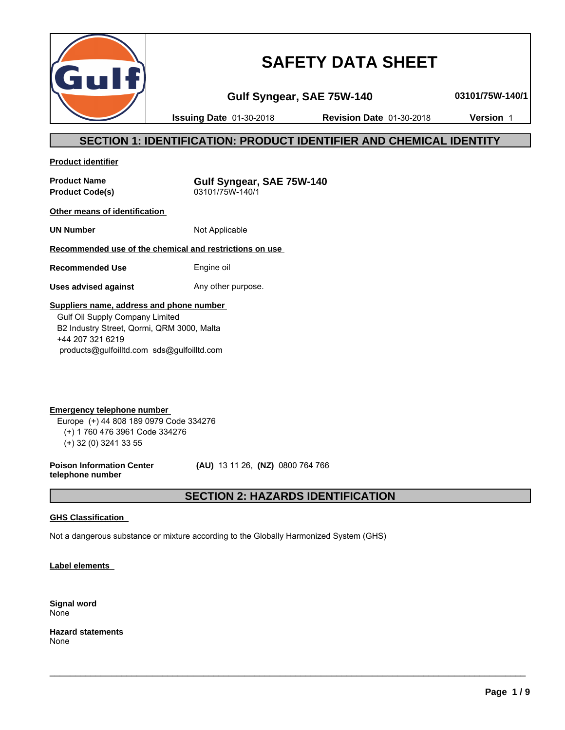# SAFETY DATA SHEET

**Gulf Syngear, SAE 75W-140** **03101/75W-140/1**

**Issuing Date** 01-30-2018 **Revision Date** 01-30-2018 **Version** 1

## SECTION 1: IDENTIFICATION: PRODUCT IDENTIFIER AND CHEMICAL IDENTITY

**Product identifier**

| | |
|---|---|
| **Product Name** | **Gulf Syngear, SAE 75W-140** |
| **Product Code(s)** | 03101/75W-140/1 |

**Other means of identification**

| | |
|---|---|
| **UN Number** | Not Applicable |

**Recommended use of the chemical and restrictions on use**

| | |
|---|---|
| **Recommended Use** | Engine oil |
| **Uses advised against** | Any other purpose. |

**Suppliers name, address and phone number**

Gulf Oil Supply Company Limited
B2 Industry Street, Qormi, QRM 3000, Malta
+44 207 321 6219
products@gulfoilltd.com sds@gulfoilltd.com

**Emergency telephone number**

Europe (+) 44 808 189 0979 Code 334276
(+) 1 760 476 3961 Code 334276
(+) 32 (0) 3241 33 55

**Poison Information Center telephone number** **(AU)** 13 11 26, **(NZ)** 0800 764 766

## SECTION 2: HAZARDS IDENTIFICATION

**GHS Classification**

Not a dangerous substance or mixture according to the Globally Harmonized System (GHS)

**Label elements**

**Signal word**
None

**Hazard statements**
None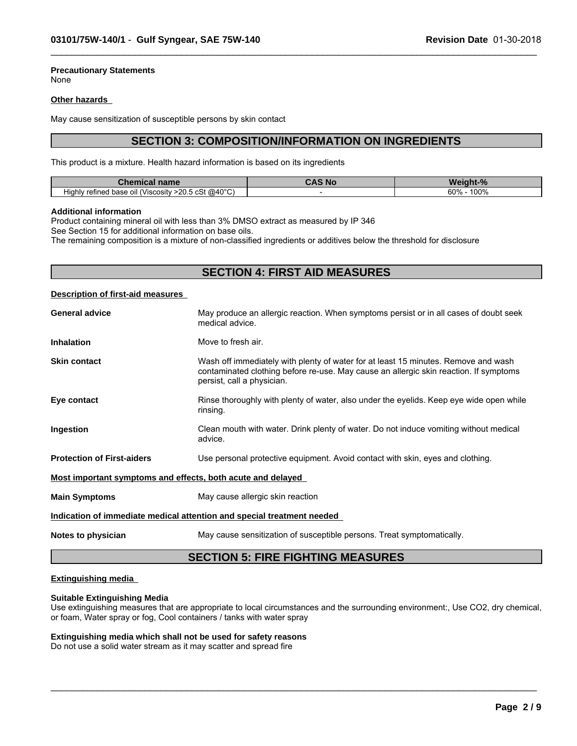**Precautionary Statements**
None

**Other hazards**

May cause sensitization of susceptible persons by skin contact

## SECTION 3: COMPOSITION/INFORMATION ON INGREDIENTS

This product is a mixture. Health hazard information is based on its ingredients

| Chemical name | CAS No | Weight-% |
| --- | --- | --- |
| Highly refined base oil (Viscosity >20.5 cSt @40°C) | - | 60% - 100% |

**Additional information**
Product containing mineral oil with less than 3% DMSO extract as measured by IP 346
See Section 15 for additional information on base oils.
The remaining composition is a mixture of non-classified ingredients or additives below the threshold for disclosure

## SECTION 4: FIRST AID MEASURES

**Description of first-aid measures**

**General advice** May produce an allergic reaction. When symptoms persist or in all cases of doubt seek medical advice.

**Inhalation** Move to fresh air.

**Skin contact** Wash off immediately with plenty of water for at least 15 minutes. Remove and wash contaminated clothing before re-use. May cause an allergic skin reaction. If symptoms persist, call a physician.

**Eye contact** Rinse thoroughly with plenty of water, also under the eyelids. Keep eye wide open while rinsing.

**Ingestion** Clean mouth with water. Drink plenty of water. Do not induce vomiting without medical advice.

**Protection of First-aiders** Use personal protective equipment. Avoid contact with skin, eyes and clothing.

**Most important symptoms and effects, both acute and delayed**

**Main Symptoms** May cause allergic skin reaction

**Indication of immediate medical attention and special treatment needed**

**Notes to physician** May cause sensitization of susceptible persons. Treat symptomatically.

## SECTION 5: FIRE FIGHTING MEASURES

**Extinguishing media**

**Suitable Extinguishing Media**
Use extinguishing measures that are appropriate to local circumstances and the surrounding environment:, Use $CO_2$, dry chemical, or foam, Water spray or fog, Cool containers / tanks with water spray

**Extinguishing media which shall not be used for safety reasons**
Do not use a solid water stream as it may scatter and spread fire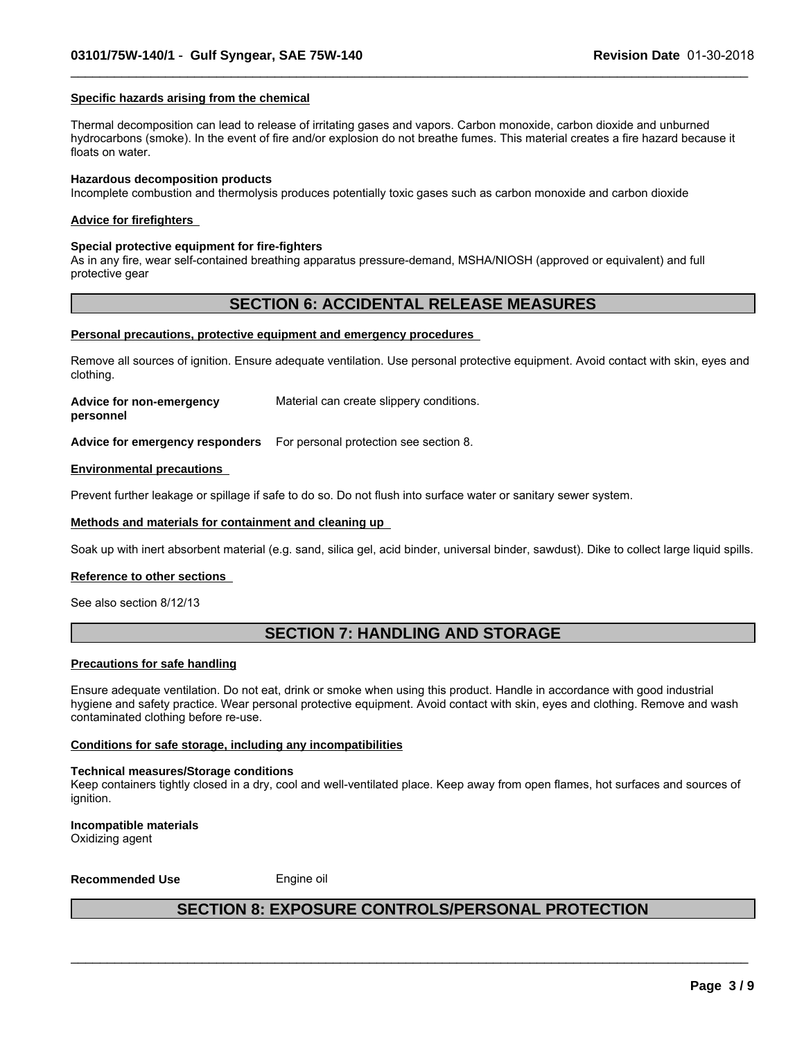### Specific hazards arising from the chemical

Thermal decomposition can lead to release of irritating gases and vapors. Carbon monoxide, carbon dioxide and unburned hydrocarbons (smoke). In the event of fire and/or explosion do not breathe fumes. This material creates a fire hazard because it floats on water.

**Hazardous decomposition products**
Incomplete combustion and thermolysis produces potentially toxic gases such as carbon monoxide and carbon dioxide

### Advice for firefighters

**Special protective equipment for fire-fighters**
As in any fire, wear self-contained breathing apparatus pressure-demand, MSHA/NIOSH (approved or equivalent) and full protective gear

## SECTION 6: ACCIDENTAL RELEASE MEASURES

### Personal precautions, protective equipment and emergency procedures

Remove all sources of ignition. Ensure adequate ventilation. Use personal protective equipment. Avoid contact with skin, eyes and clothing.

**Advice for non-emergency personnel** Material can create slippery conditions.

**Advice for emergency responders** For personal protection see section 8.

### Environmental precautions

Prevent further leakage or spillage if safe to do so. Do not flush into surface water or sanitary sewer system.

### Methods and materials for containment and cleaning up

Soak up with inert absorbent material (e.g. sand, silica gel, acid binder, universal binder, sawdust). Dike to collect large liquid spills.

### Reference to other sections

See also section 8/12/13

## SECTION 7: HANDLING AND STORAGE

### Precautions for safe handling

Ensure adequate ventilation. Do not eat, drink or smoke when using this product. Handle in accordance with good industrial hygiene and safety practice. Wear personal protective equipment. Avoid contact with skin, eyes and clothing. Remove and wash contaminated clothing before re-use.

### Conditions for safe storage, including any incompatibilities

**Technical measures/Storage conditions**
Keep containers tightly closed in a dry, cool and well-ventilated place. Keep away from open flames, hot surfaces and sources of ignition.

**Incompatible materials**
Oxidizing agent

**Recommended Use** Engine oil

## SECTION 8: EXPOSURE CONTROLS/PERSONAL PROTECTION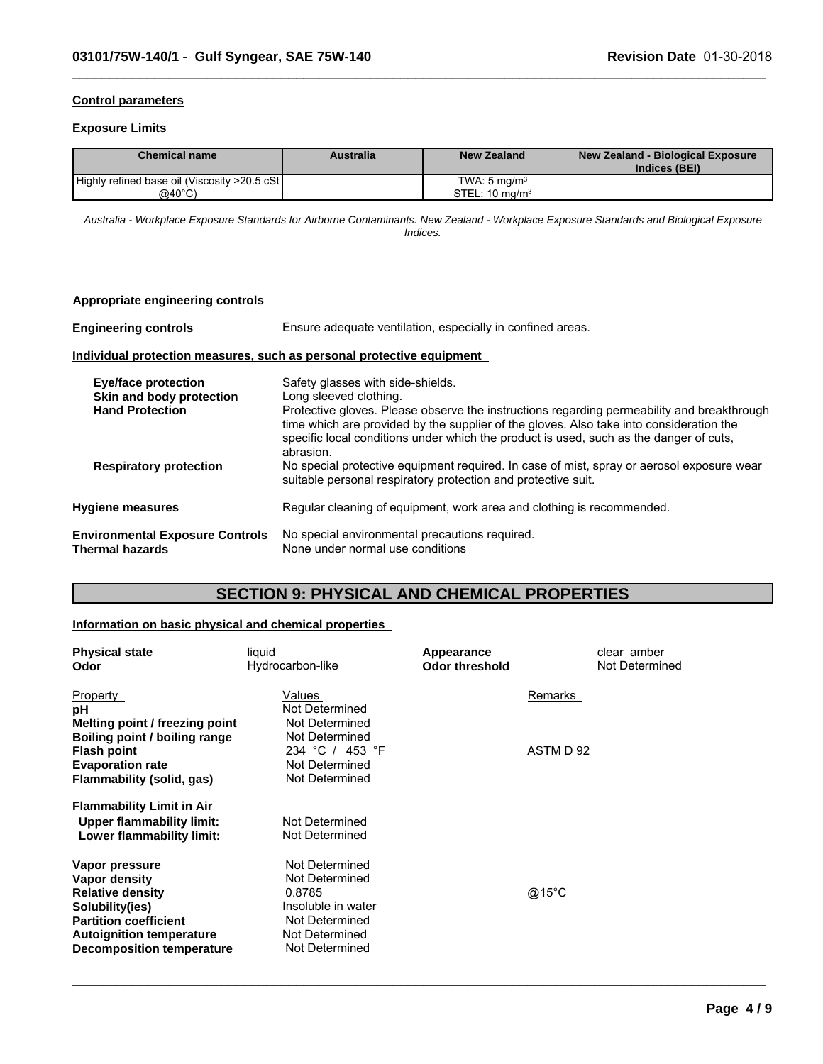**Control parameters**

**Exposure Limits**

| Chemical name | Australia | New Zealand | New Zealand - Biological Exposure Indices (BEI) |
|---|---|---|---|
| Highly refined base oil (Viscosity >20.5 cSt @40°C) | | TWA: 5 mg/m$^3$ STEL: 10 mg/m$^3$ | |

*Australia - Workplace Exposure Standards for Airborne Contaminants. New Zealand - Workplace Exposure Standards and Biological Exposure Indices.*

**Appropriate engineering controls**

**Engineering controls** Ensure adequate ventilation, especially in confined areas.

**Individual protection measures, such as personal protective equipment**

**Eye/face protection** Safety glasses with side-shields.

**Skin and body protection** Long sleeved clothing.

**Hand Protection** Protective gloves. Please observe the instructions regarding permeability and breakthrough time which are provided by the supplier of the gloves. Also take into consideration the specific local conditions under which the product is used, such as the danger of cuts, abrasion.

**Respiratory protection** No special protective equipment required. In case of mist, spray or aerosol exposure wear suitable personal respiratory protection and protective suit.

**Hygiene measures** Regular cleaning of equipment, work area and clothing is recommended.

**Environmental Exposure Controls** No special environmental precautions required.

**Thermal hazards** None under normal use conditions

## SECTION 9: PHYSICAL AND CHEMICAL PROPERTIES

**Information on basic physical and chemical properties**

**Physical state** liquid
**Appearance** clear amber
**Odor** Hydrocarbon-like
**Odor threshold** Not Determined

| Property | Values | Remarks |
|---|---|---|
| **pH** | Not Determined | |
| **Melting point / freezing point** | Not Determined | |
| **Boiling point / boiling range** | Not Determined | |
| **Flash point** | 234 °C / 453 °F | ASTM D 92 |
| **Evaporation rate** | Not Determined | |
| **Flammability (solid, gas)** | Not Determined | |
| **Flammability Limit in Air** | | |
| **Upper flammability limit:** | Not Determined | |
| **Lower flammability limit:** | Not Determined | |
| **Vapor pressure** | Not Determined | |
| **Vapor density** | Not Determined | |
| **Relative density** | 0.8785 | @15°C |
| **Solubility(ies)** | Insoluble in water | |
| **Partition coefficient** | Not Determined | |
| **Autoignition temperature** | Not Determined | |
| **Decomposition temperature** | Not Determined | |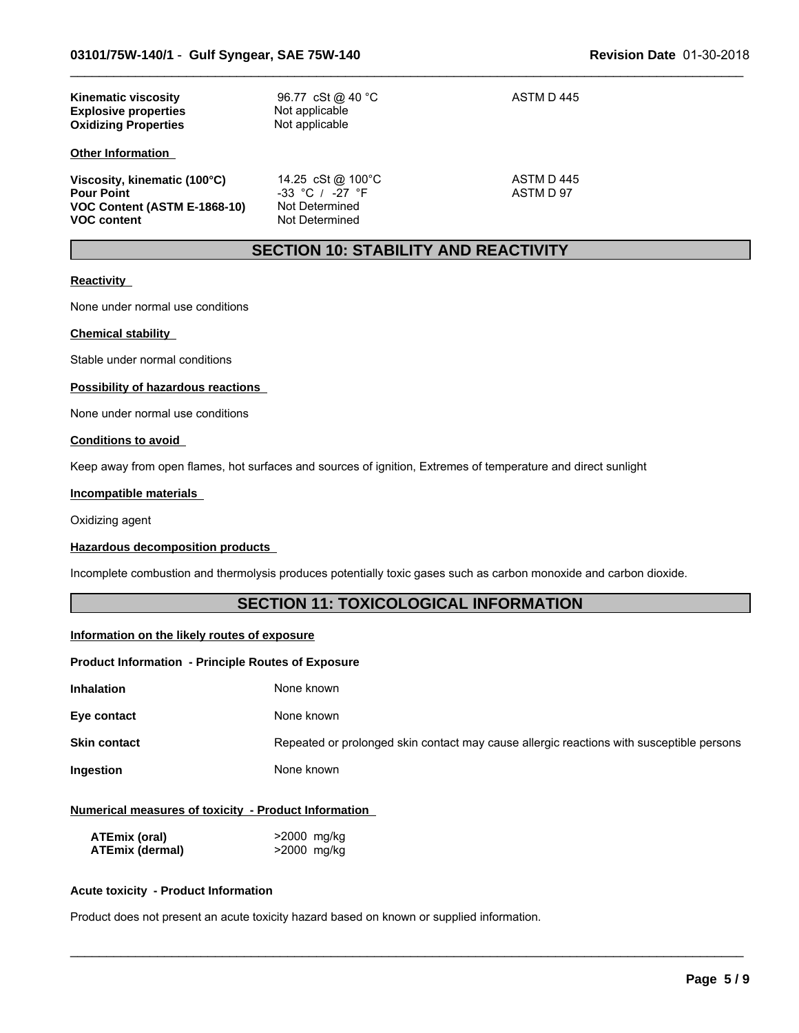| | | |
|---|---|---|
| **Kinematic viscosity** | 96.77 cSt @ 40 °C | ASTM D 445 |
| **Explosive properties** | Not applicable | |
| **Oxidizing Properties** | Not applicable | |

**Other Information**

| | | |
|---|---|---|
| **Viscosity, kinematic (100°C)** | 14.25 cSt @ 100°C | ASTM D 445 |
| **Pour Point** | -33 °C / -27 °F | ASTM D 97 |
| **VOC Content (ASTM E-1868-10)** | Not Determined | |
| **VOC content** | Not Determined | |

## SECTION 10: STABILITY AND REACTIVITY

**Reactivity**

None under normal use conditions

**Chemical stability**

Stable under normal conditions

**Possibility of hazardous reactions**

None under normal use conditions

**Conditions to avoid**

Keep away from open flames, hot surfaces and sources of ignition, Extremes of temperature and direct sunlight

**Incompatible materials**

Oxidizing agent

**Hazardous decomposition products**

Incomplete combustion and thermolysis produces potentially toxic gases such as carbon monoxide and carbon dioxide.

## SECTION 11: TOXICOLOGICAL INFORMATION

**Information on the likely routes of exposure**

**Product Information - Principle Routes of Exposure**

| | |
|---|---|
| **Inhalation** | None known |
| **Eye contact** | None known |
| **Skin contact** | Repeated or prolonged skin contact may cause allergic reactions with susceptible persons |
| **Ingestion** | None known |

**Numerical measures of toxicity - Product Information**

| | |
|---|---|
| **ATEmix (oral)** | >2000 mg/kg |
| **ATEmix (dermal)** | >2000 mg/kg |

**Acute toxicity - Product Information**

Product does not present an acute toxicity hazard based on known or supplied information.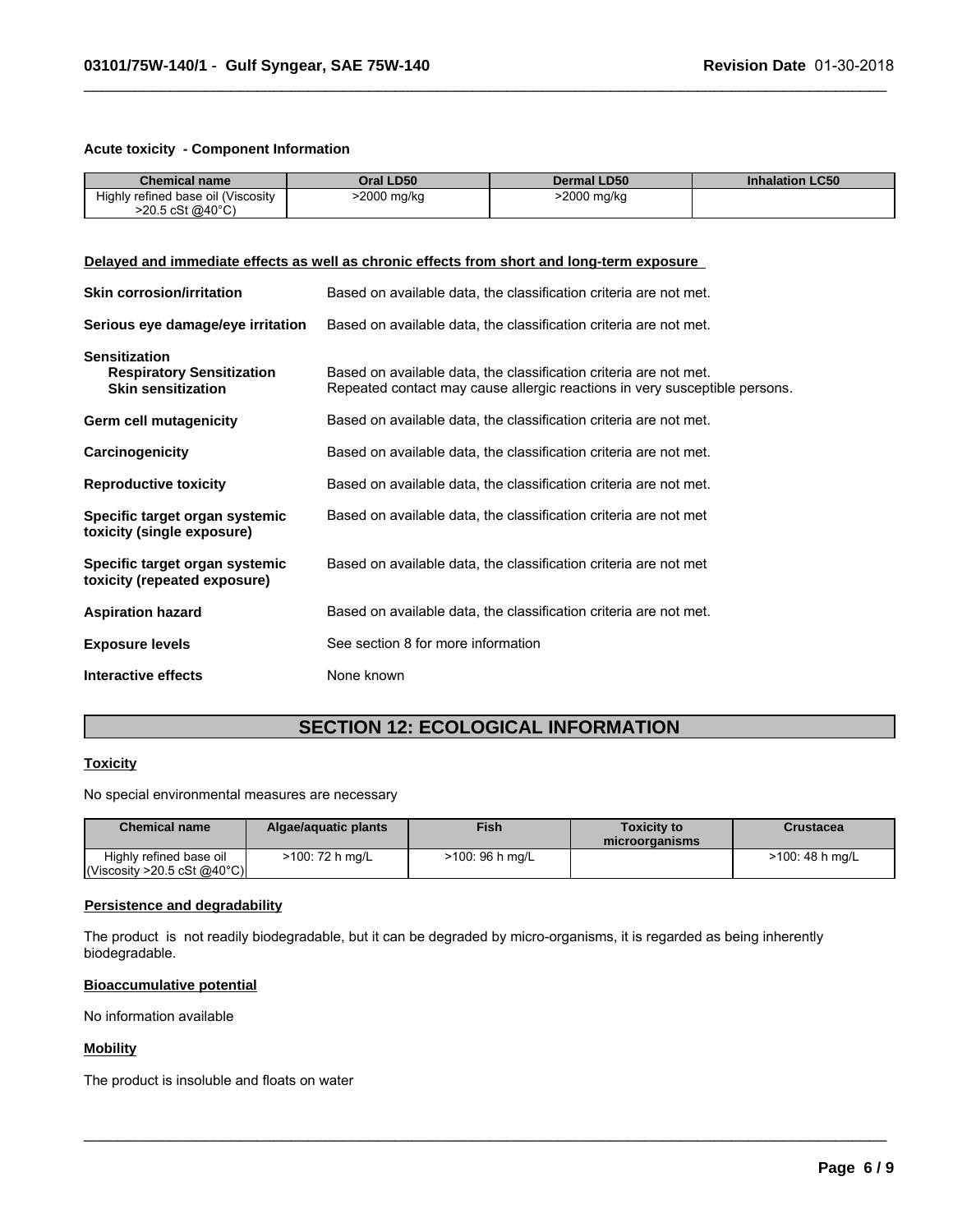**Acute toxicity - Component Information**

| Chemical name | Oral LD50 | Dermal LD50 | Inhalation LC50 |
| --- | --- | --- | --- |
| Highly refined base oil (Viscosity >20.5 cSt @40°C) | >2000 mg/kg | >2000 mg/kg | |

**Delayed and immediate effects as well as chronic effects from short and long-term exposure**

**Skin corrosion/irritation** Based on available data, the classification criteria are not met.

**Serious eye damage/eye irritation** Based on available data, the classification criteria are not met.

**Sensitization**

**Respiratory Sensitization** Based on available data, the classification criteria are not met.

**Skin sensitization** Repeated contact may cause allergic reactions in very susceptible persons.

**Germ cell mutagenicity** Based on available data, the classification criteria are not met.

**Carcinogenicity** Based on available data, the classification criteria are not met.

**Reproductive toxicity** Based on available data, the classification criteria are not met.

**Specific target organ systemic toxicity (single exposure)** Based on available data, the classification criteria are not met

**Specific target organ systemic toxicity (repeated exposure)** Based on available data, the classification criteria are not met

**Aspiration hazard** Based on available data, the classification criteria are not met.

**Exposure levels** See section 8 for more information

**Interactive effects** None known

## SECTION 12: ECOLOGICAL INFORMATION

**Toxicity**

No special environmental measures are necessary

| Chemical name | Algae/aquatic plants | Fish | Toxicity to microorganisms | Crustacea |
| --- | --- | --- | --- | --- |
| Highly refined base oil (Viscosity >20.5 cSt @40°C) | >100: 72 h mg/L | >100: 96 h mg/L | | >100: 48 h mg/L |

**Persistence and degradability**

The product is not readily biodegradable, but it can be degraded by micro-organisms, it is regarded as being inherently biodegradable.

**Bioaccumulative potential**

No information available

**Mobility**

The product is insoluble and floats on water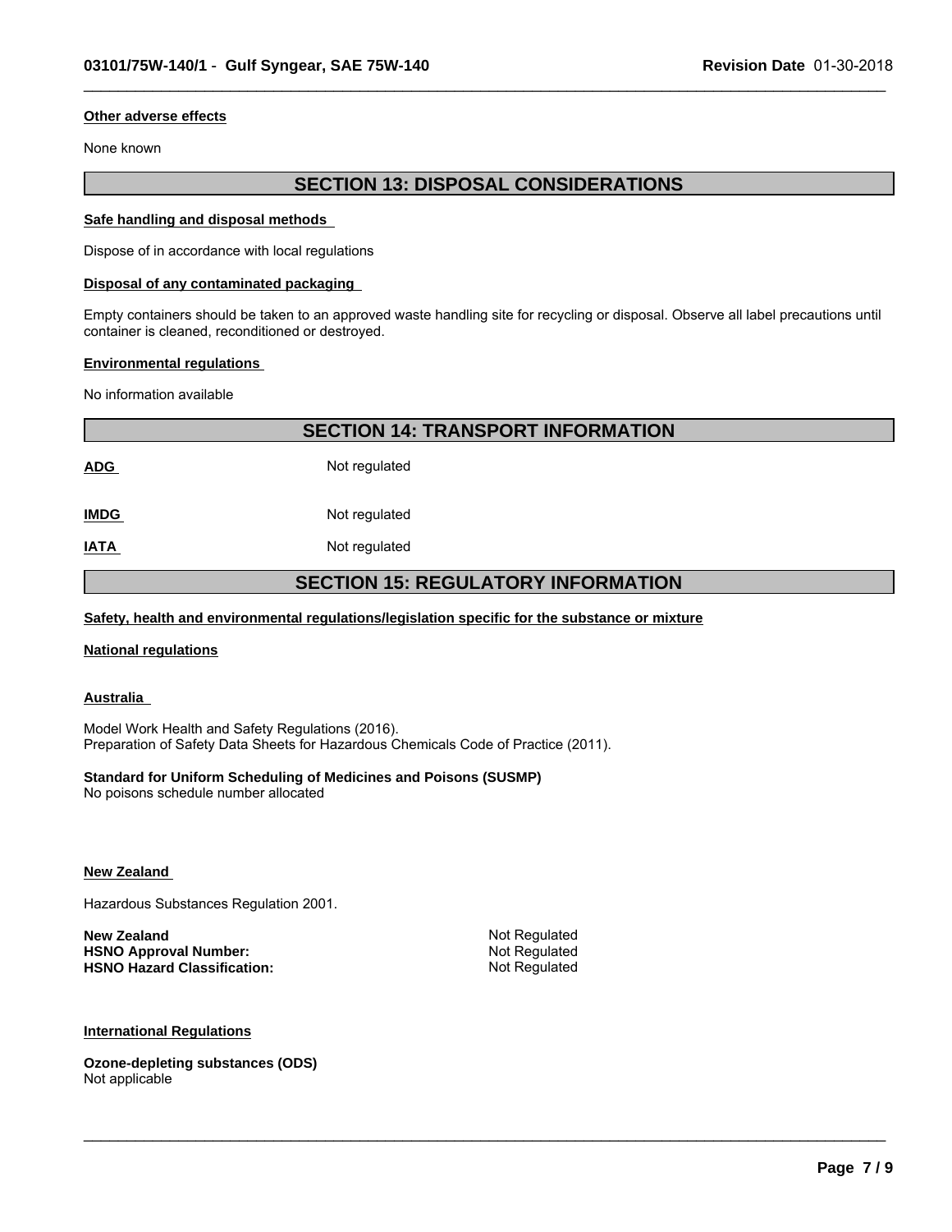#### Other adverse effects

None known

## SECTION 13: DISPOSAL CONSIDERATIONS

#### Safe handling and disposal methods

Dispose of in accordance with local regulations

#### Disposal of any contaminated packaging

Empty containers should be taken to an approved waste handling site for recycling or disposal. Observe all label precautions until container is cleaned, reconditioned or destroyed.

#### Environmental regulations

No information available

## SECTION 14: TRANSPORT INFORMATION

| | |
|---|---|
| **ADG** | Not regulated |
| **IMDG** | Not regulated |
| **IATA** | Not regulated |

## SECTION 15: REGULATORY INFORMATION

#### Safety, health and environmental regulations/legislation specific for the substance or mixture

#### National regulations

#### Australia

Model Work Health and Safety Regulations (2016).
Preparation of Safety Data Sheets for Hazardous Chemicals Code of Practice (2011).

**Standard for Uniform Scheduling of Medicines and Poisons (SUSMP)**
No poisons schedule number allocated

#### New Zealand

Hazardous Substances Regulation 2001.

| | |
|---|---|
| **New Zealand** | Not Regulated |
| **HSNO Approval Number:** | Not Regulated |
| **HSNO Hazard Classification:** | Not Regulated |

#### International Regulations

**Ozone-depleting substances (ODS)**
Not applicable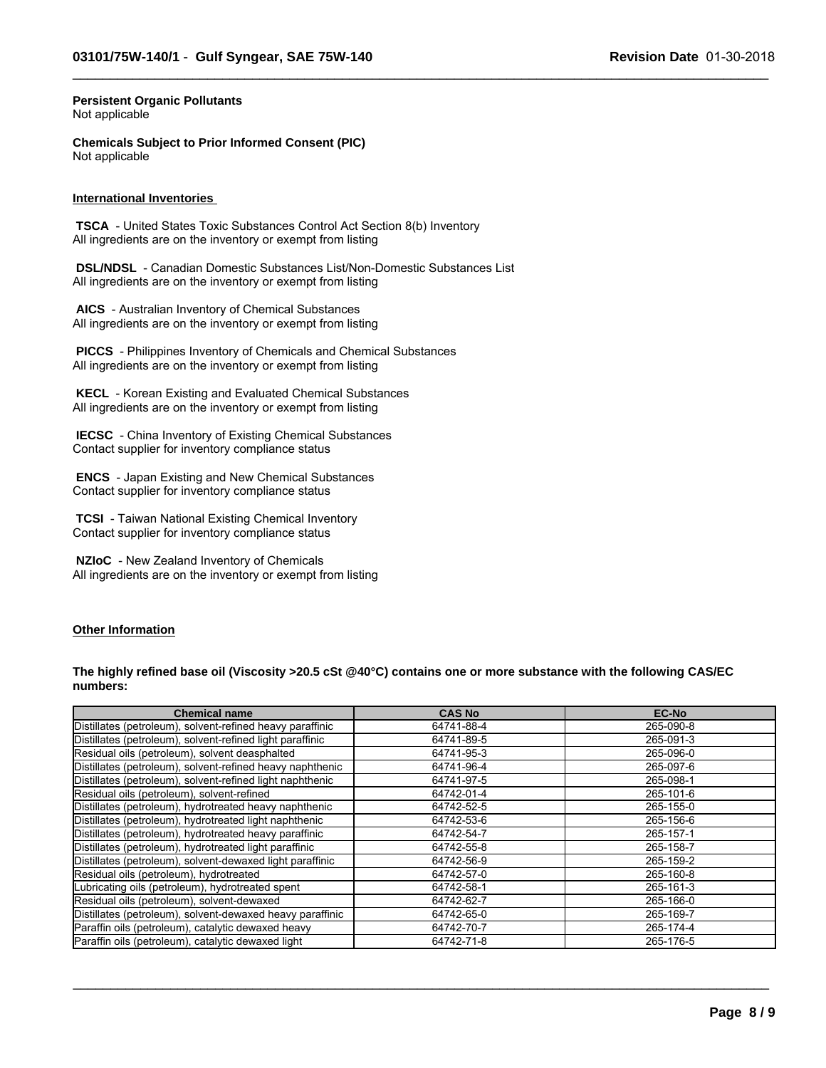**Persistent Organic Pollutants**
Not applicable

**Chemicals Subject to Prior Informed Consent (PIC)**
Not applicable

## International Inventories

**TSCA** - United States Toxic Substances Control Act Section 8(b) Inventory
All ingredients are on the inventory or exempt from listing

**DSL/NDSL** - Canadian Domestic Substances List/Non-Domestic Substances List
All ingredients are on the inventory or exempt from listing

**AICS** - Australian Inventory of Chemical Substances
All ingredients are on the inventory or exempt from listing

**PICCS** - Philippines Inventory of Chemicals and Chemical Substances
All ingredients are on the inventory or exempt from listing

**KECL** - Korean Existing and Evaluated Chemical Substances
All ingredients are on the inventory or exempt from listing

**IECSC** - China Inventory of Existing Chemical Substances
Contact supplier for inventory compliance status

**ENCS** - Japan Existing and New Chemical Substances
Contact supplier for inventory compliance status

**TCSI** - Taiwan National Existing Chemical Inventory
Contact supplier for inventory compliance status

**NZIoC** - New Zealand Inventory of Chemicals
All ingredients are on the inventory or exempt from listing

## Other Information

**The highly refined base oil (Viscosity >20.5 cSt @40°C) contains one or more substance with the following CAS/EC numbers:**

| Chemical name | CAS No | EC-No |
|---|---|---|
| Distillates (petroleum), solvent-refined heavy paraffinic | 64741-88-4 | 265-090-8 |
| Distillates (petroleum), solvent-refined light paraffinic | 64741-89-5 | 265-091-3 |
| Residual oils (petroleum), solvent deasphalted | 64741-95-3 | 265-096-0 |
| Distillates (petroleum), solvent-refined heavy naphthenic | 64741-96-4 | 265-097-6 |
| Distillates (petroleum), solvent-refined light naphthenic | 64741-97-5 | 265-098-1 |
| Residual oils (petroleum), solvent-refined | 64742-01-4 | 265-101-6 |
| Distillates (petroleum), hydrotreated heavy naphthenic | 64742-52-5 | 265-155-0 |
| Distillates (petroleum), hydrotreated light naphthenic | 64742-53-6 | 265-156-6 |
| Distillates (petroleum), hydrotreated heavy paraffinic | 64742-54-7 | 265-157-1 |
| Distillates (petroleum), hydrotreated light paraffinic | 64742-55-8 | 265-158-7 |
| Distillates (petroleum), solvent-dewaxed light paraffinic | 64742-56-9 | 265-159-2 |
| Residual oils (petroleum), hydrotreated | 64742-57-0 | 265-160-8 |
| Lubricating oils (petroleum), hydrotreated spent | 64742-58-1 | 265-161-3 |
| Residual oils (petroleum), solvent-dewaxed | 64742-62-7 | 265-166-0 |
| Distillates (petroleum), solvent-dewaxed heavy paraffinic | 64742-65-0 | 265-169-7 |
| Paraffin oils (petroleum), catalytic dewaxed heavy | 64742-70-7 | 265-174-4 |
| Paraffin oils (petroleum), catalytic dewaxed light | 64742-71-8 | 265-176-5 |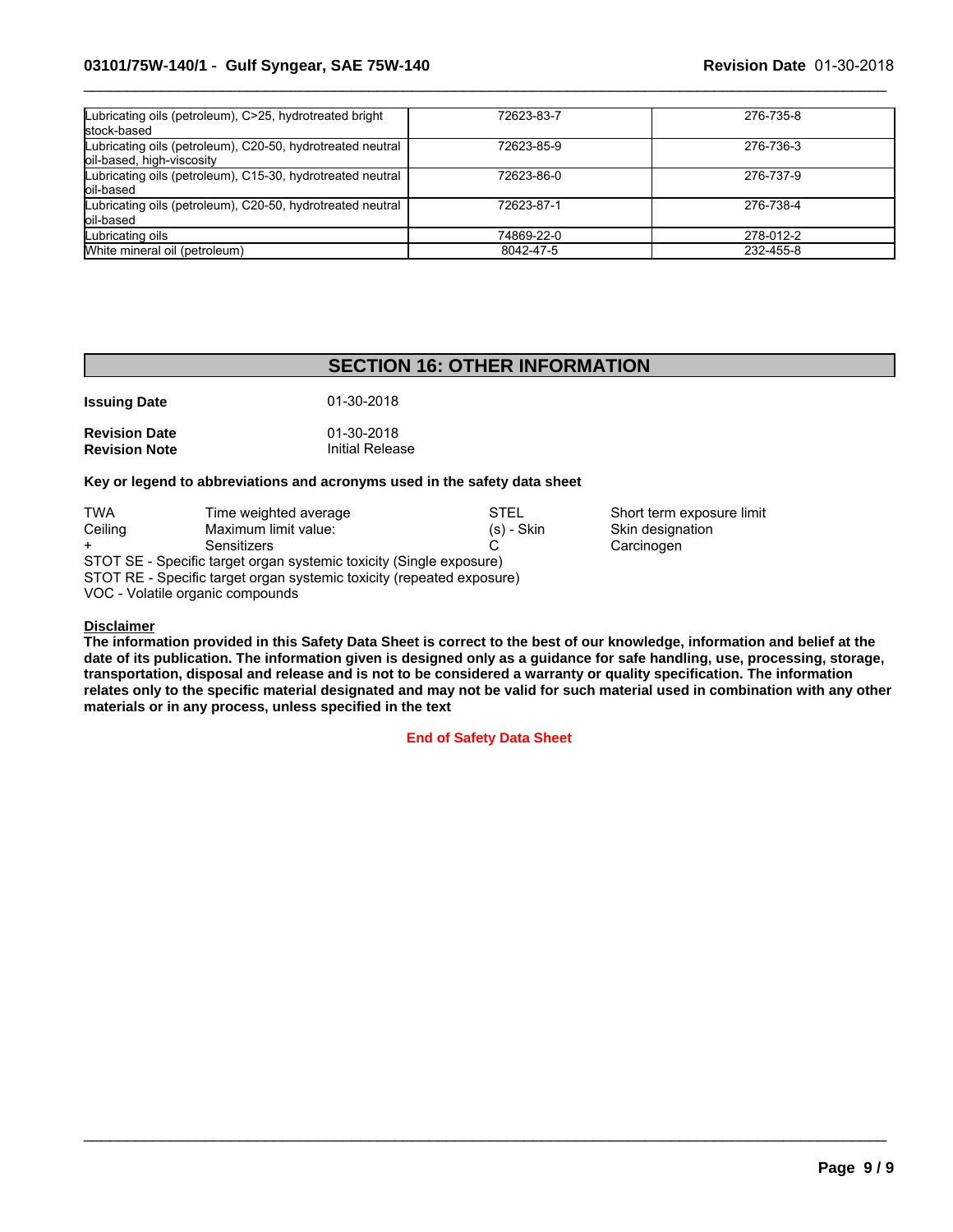| | | |
|---|---|---|
| Lubricating oils (petroleum), C>25, hydrotreated bright stock-based | 72623-83-7 | 276-735-8 |
| Lubricating oils (petroleum), C20-50, hydrotreated neutral oil-based, high-viscosity | 72623-85-9 | 276-736-3 |
| Lubricating oils (petroleum), C15-30, hydrotreated neutral oil-based | 72623-86-0 | 276-737-9 |
| Lubricating oils (petroleum), C20-50, hydrotreated neutral oil-based | 72623-87-1 | 276-738-4 |
| Lubricating oils | 74869-22-0 | 278-012-2 |
| White mineral oil (petroleum) | 8042-47-5 | 232-455-8 |

## SECTION 16: OTHER INFORMATION

**Issuing Date** 01-30-2018

**Revision Date** 01-30-2018
**Revision Note** Initial Release

**Key or legend to abbreviations and acronyms used in the safety data sheet**

| | | | |
|---|---|---|---|
| TWA | Time weighted average | STEL | Short term exposure limit |
| Ceiling | Maximum limit value: | (s) - Skin | Skin designation |
| + | Sensitizers | C | Carcinogen |

STOT SE - Specific target organ systemic toxicity (Single exposure)
STOT RE - Specific target organ systemic toxicity (repeated exposure)
VOC - Volatile organic compounds

**Disclaimer**

**The information provided in this Safety Data Sheet is correct to the best of our knowledge, information and belief at the date of its publication. The information given is designed only as a guidance for safe handling, use, processing, storage, transportation, disposal and release and is not to be considered a warranty or quality specification. The information relates only to the specific material designated and may not be valid for such material used in combination with any other materials or in any process, unless specified in the text**

**End of Safety Data Sheet**